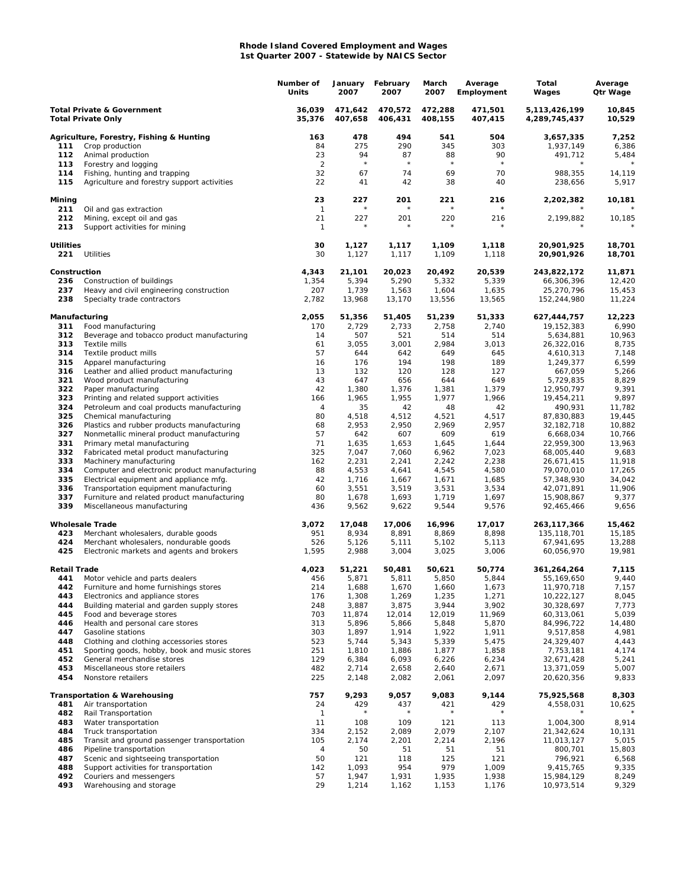# Rhode Island Covered Employment and Wages
## 1st Quarter 2007 - Statewide by NAICS Sector

| | | Number of Units | January 2007 | February 2007 | March 2007 | Average Employment | Total Wages | Average Qtr Wage |
|---|---|---|---|---|---|---|---|---|
| **Total Private & Government** | | **36,039** | **471,642** | **470,572** | **472,288** | **471,501** | **5,113,426,199** | **10,845** |
| **Total Private Only** | | **35,376** | **407,658** | **406,431** | **408,155** | **407,415** | **4,289,745,437** | **10,529** |
| **Agriculture, Forestry, Fishing & Hunting** | | **163** | **478** | **494** | **541** | **504** | **3,657,335** | **7,252** |
| 111 | Crop production | 84 | 275 | 290 | 345 | 303 | 1,937,149 | 6,386 |
| 112 | Animal production | 23 | 94 | 87 | 88 | 90 | 491,712 | 5,484 |
| 113 | Forestry and logging | 2 | * | * | * | * | * | * |
| 114 | Fishing, hunting and trapping | 32 | 67 | 74 | 69 | 70 | 988,355 | 14,119 |
| 115 | Agriculture and forestry support activities | 22 | 41 | 42 | 38 | 40 | 238,656 | 5,917 |
| **Mining** | | **23** | **227** | **201** | **221** | **216** | **2,202,382** | **10,181** |
| 211 | Oil and gas extraction | 1 | * | * | * | * | * | * |
| 212 | Mining, except oil and gas | 21 | 227 | 201 | 220 | 216 | 2,199,882 | 10,185 |
| 213 | Support activities for mining | 1 | * | * | * | * | * | * |
| **Utilities** | | **30** | **1,127** | **1,117** | **1,109** | **1,118** | **20,901,925** | **18,701** |
| 221 | Utilities | 30 | 1,127 | 1,117 | 1,109 | 1,118 | 20,901,926 | 18,701 |
| **Construction** | | **4,343** | **21,101** | **20,023** | **20,492** | **20,539** | **243,822,172** | **11,871** |
| 236 | Construction of buildings | 1,354 | 5,394 | 5,290 | 5,332 | 5,339 | 66,306,396 | 12,420 |
| 237 | Heavy and civil engineering construction | 207 | 1,739 | 1,563 | 1,604 | 1,635 | 25,270,796 | 15,453 |
| 238 | Specialty trade contractors | 2,782 | 13,968 | 13,170 | 13,556 | 13,565 | 152,244,980 | 11,224 |
| **Manufacturing** | | **2,055** | **51,356** | **51,405** | **51,239** | **51,333** | **627,444,757** | **12,223** |
| 311 | Food manufacturing | 170 | 2,729 | 2,733 | 2,758 | 2,740 | 19,152,383 | 6,990 |
| 312 | Beverage and tobacco product manufacturing | 14 | 507 | 521 | 514 | 514 | 5,634,881 | 10,963 |
| 313 | Textile mills | 61 | 3,055 | 3,001 | 2,984 | 3,013 | 26,322,016 | 8,735 |
| 314 | Textile product mills | 57 | 644 | 642 | 649 | 645 | 4,610,313 | 7,148 |
| 315 | Apparel manufacturing | 16 | 176 | 194 | 198 | 189 | 1,249,377 | 6,599 |
| 316 | Leather and allied product manufacturing | 13 | 132 | 120 | 128 | 127 | 667,059 | 5,266 |
| 321 | Wood product manufacturing | 43 | 647 | 656 | 644 | 649 | 5,729,835 | 8,829 |
| 322 | Paper manufacturing | 42 | 1,380 | 1,376 | 1,381 | 1,379 | 12,950,797 | 9,391 |
| 323 | Printing and related support activities | 166 | 1,965 | 1,955 | 1,977 | 1,966 | 19,454,211 | 9,897 |
| 324 | Petroleum and coal products manufacturing | 4 | 35 | 42 | 48 | 42 | 490,931 | 11,782 |
| 325 | Chemical manufacturing | 80 | 4,518 | 4,512 | 4,521 | 4,517 | 87,830,883 | 19,445 |
| 326 | Plastics and rubber products manufacturing | 68 | 2,953 | 2,950 | 2,969 | 2,957 | 32,182,718 | 10,882 |
| 327 | Nonmetallic mineral product manufacturing | 57 | 642 | 607 | 609 | 619 | 6,668,034 | 10,766 |
| 331 | Primary metal manufacturing | 71 | 1,635 | 1,653 | 1,645 | 1,644 | 22,959,300 | 13,963 |
| 332 | Fabricated metal product manufacturing | 325 | 7,047 | 7,060 | 6,962 | 7,023 | 68,005,440 | 9,683 |
| 333 | Machinery manufacturing | 162 | 2,231 | 2,241 | 2,242 | 2,238 | 26,671,415 | 11,918 |
| 334 | Computer and electronic product manufacturing | 88 | 4,553 | 4,641 | 4,545 | 4,580 | 79,070,010 | 17,265 |
| 335 | Electrical equipment and appliance mfg. | 42 | 1,716 | 1,667 | 1,671 | 1,685 | 57,348,930 | 34,042 |
| 336 | Transportation equipment manufacturing | 60 | 3,551 | 3,519 | 3,531 | 3,534 | 42,071,891 | 11,906 |
| 337 | Furniture and related product manufacturing | 80 | 1,678 | 1,693 | 1,719 | 1,697 | 15,908,867 | 9,377 |
| 339 | Miscellaneous manufacturing | 436 | 9,562 | 9,622 | 9,544 | 9,576 | 92,465,466 | 9,656 |
| **Wholesale Trade** | | **3,072** | **17,048** | **17,006** | **16,996** | **17,017** | **263,117,366** | **15,462** |
| 423 | Merchant wholesalers, durable goods | 951 | 8,934 | 8,891 | 8,869 | 8,898 | 135,118,701 | 15,185 |
| 424 | Merchant wholesalers, nondurable goods | 526 | 5,126 | 5,111 | 5,102 | 5,113 | 67,941,695 | 13,288 |
| 425 | Electronic markets and agents and brokers | 1,595 | 2,988 | 3,004 | 3,025 | 3,006 | 60,056,970 | 19,981 |
| **Retail Trade** | | **4,023** | **51,221** | **50,481** | **50,621** | **50,774** | **361,264,264** | **7,115** |
| 441 | Motor vehicle and parts dealers | 456 | 5,871 | 5,811 | 5,850 | 5,844 | 55,169,650 | 9,440 |
| 442 | Furniture and home furnishings stores | 214 | 1,688 | 1,670 | 1,660 | 1,673 | 11,970,718 | 7,157 |
| 443 | Electronics and appliance stores | 176 | 1,308 | 1,269 | 1,235 | 1,271 | 10,222,127 | 8,045 |
| 444 | Building material and garden supply stores | 248 | 3,887 | 3,875 | 3,944 | 3,902 | 30,328,697 | 7,773 |
| 445 | Food and beverage stores | 703 | 11,874 | 12,014 | 12,019 | 11,969 | 60,313,061 | 5,039 |
| 446 | Health and personal care stores | 313 | 5,896 | 5,866 | 5,848 | 5,870 | 84,996,722 | 14,480 |
| 447 | Gasoline stations | 303 | 1,897 | 1,914 | 1,922 | 1,911 | 9,517,858 | 4,981 |
| 448 | Clothing and clothing accessories stores | 523 | 5,744 | 5,343 | 5,339 | 5,475 | 24,329,407 | 4,443 |
| 451 | Sporting goods, hobby, book and music stores | 251 | 1,810 | 1,886 | 1,877 | 1,858 | 7,753,181 | 4,174 |
| 452 | General merchandise stores | 129 | 6,384 | 6,093 | 6,226 | 6,234 | 32,671,428 | 5,241 |
| 453 | Miscellaneous store retailers | 482 | 2,714 | 2,658 | 2,640 | 2,671 | 13,371,059 | 5,007 |
| 454 | Nonstore retailers | 225 | 2,148 | 2,082 | 2,061 | 2,097 | 20,620,356 | 9,833 |
| **Transportation & Warehousing** | | **757** | **9,293** | **9,057** | **9,083** | **9,144** | **75,925,568** | **8,303** |
| 481 | Air transportation | 24 | 429 | 437 | 421 | 429 | 4,558,031 | 10,625 |
| 482 | Rail Transportation | 1 | * | * | * | * | * | * |
| 483 | Water transportation | 11 | 108 | 109 | 121 | 113 | 1,004,300 | 8,914 |
| 484 | Truck transportation | 334 | 2,152 | 2,089 | 2,079 | 2,107 | 21,342,624 | 10,131 |
| 485 | Transit and ground passenger transportation | 105 | 2,174 | 2,201 | 2,214 | 2,196 | 11,013,127 | 5,015 |
| 486 | Pipeline transportation | 4 | 50 | 51 | 51 | 51 | 800,701 | 15,803 |
| 487 | Scenic and sightseeing transportation | 50 | 121 | 118 | 125 | 121 | 796,921 | 6,568 |
| 488 | Support activities for transportation | 142 | 1,093 | 954 | 979 | 1,009 | 9,415,765 | 9,335 |
| 492 | Couriers and messengers | 57 | 1,947 | 1,931 | 1,935 | 1,938 | 15,984,129 | 8,249 |
| 493 | Warehousing and storage | 29 | 1,214 | 1,162 | 1,153 | 1,176 | 10,973,514 | 9,329 |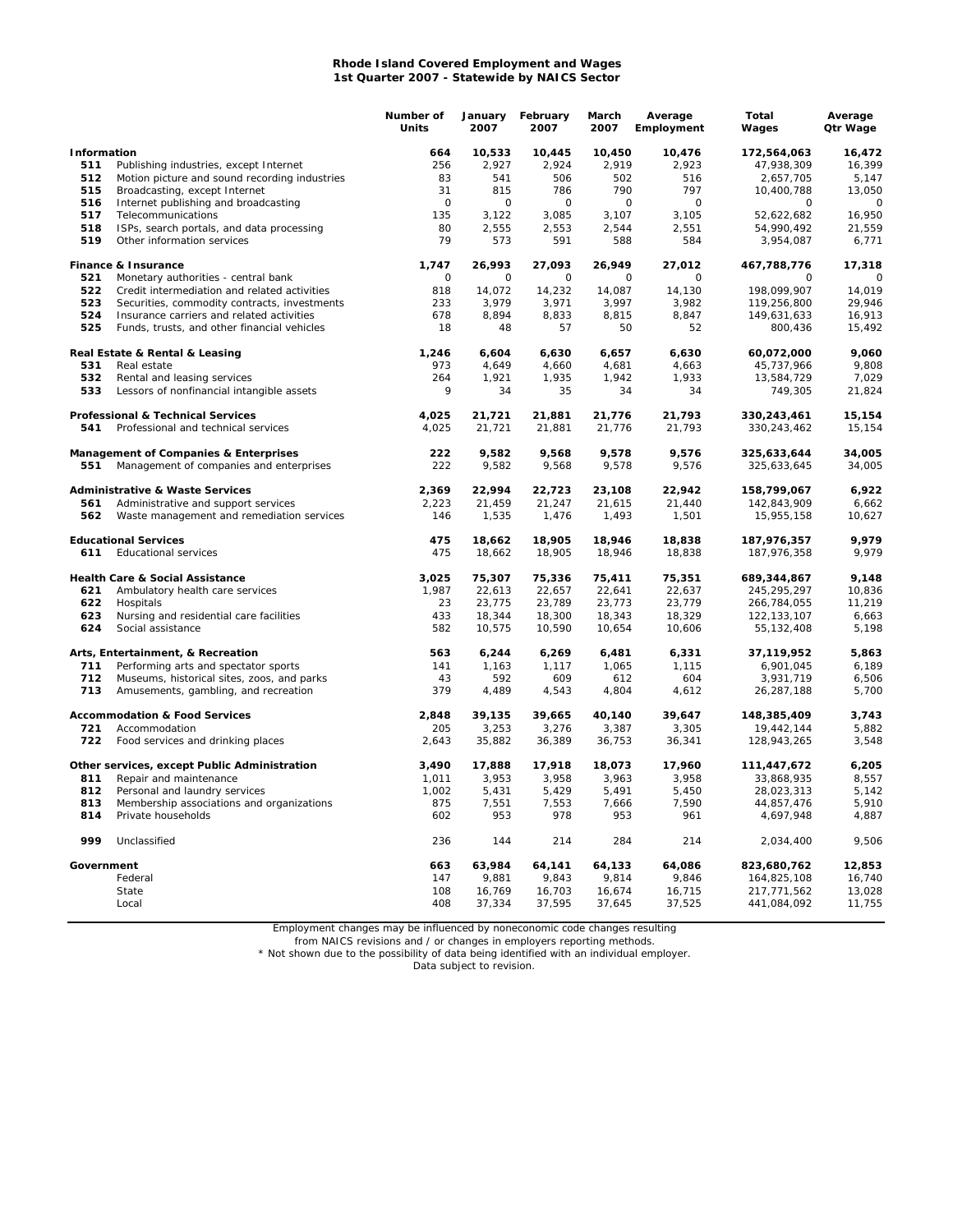**Rhode Island Covered Employment and Wages**
**1st Quarter 2007 - Statewide by NAICS Sector**

| | | Number of Units | January 2007 | February 2007 | March 2007 | Average Employment | Total Wages | Average Qtr Wage |
|---|---|---|---|---|---|---|---|---|
| **Information** | | **664** | **10,533** | **10,445** | **10,450** | **10,476** | **172,564,063** | **16,472** |
| **511** | Publishing industries, except Internet | 256 | 2,927 | 2,924 | 2,919 | 2,923 | 47,938,309 | 16,399 |
| **512** | Motion picture and sound recording industries | 83 | 541 | 506 | 502 | 516 | 2,657,705 | 5,147 |
| **515** | Broadcasting, except Internet | 31 | 815 | 786 | 790 | 797 | 10,400,788 | 13,050 |
| **516** | Internet publishing and broadcasting | 0 | 0 | 0 | 0 | 0 | 0 | 0 |
| **517** | Telecommunications | 135 | 3,122 | 3,085 | 3,107 | 3,105 | 52,622,682 | 16,950 |
| **518** | ISPs, search portals, and data processing | 80 | 2,555 | 2,553 | 2,544 | 2,551 | 54,990,492 | 21,559 |
| **519** | Other information services | 79 | 573 | 591 | 588 | 584 | 3,954,087 | 6,771 |
| **Finance & Insurance** | | **1,747** | **26,993** | **27,093** | **26,949** | **27,012** | **467,788,776** | **17,318** |
| **521** | Monetary authorities - central bank | 0 | 0 | 0 | 0 | 0 | 0 | 0 |
| **522** | Credit intermediation and related activities | 818 | 14,072 | 14,232 | 14,087 | 14,130 | 198,099,907 | 14,019 |
| **523** | Securities, commodity contracts, investments | 233 | 3,979 | 3,971 | 3,997 | 3,982 | 119,256,800 | 29,946 |
| **524** | Insurance carriers and related activities | 678 | 8,894 | 8,833 | 8,815 | 8,847 | 149,631,633 | 16,913 |
| **525** | Funds, trusts, and other financial vehicles | 18 | 48 | 57 | 50 | 52 | 800,436 | 15,492 |
| **Real Estate & Rental & Leasing** | | **1,246** | **6,604** | **6,630** | **6,657** | **6,630** | **60,072,000** | **9,060** |
| **531** | Real estate | 973 | 4,649 | 4,660 | 4,681 | 4,663 | 45,737,966 | 9,808 |
| **532** | Rental and leasing services | 264 | 1,921 | 1,935 | 1,942 | 1,933 | 13,584,729 | 7,029 |
| **533** | Lessors of nonfinancial intangible assets | 9 | 34 | 35 | 34 | 34 | 749,305 | 21,824 |
| **Professional & Technical Services** | | **4,025** | **21,721** | **21,881** | **21,776** | **21,793** | **330,243,461** | **15,154** |
| **541** | Professional and technical services | 4,025 | 21,721 | 21,881 | 21,776 | 21,793 | 330,243,462 | 15,154 |
| **Management of Companies & Enterprises** | | **222** | **9,582** | **9,568** | **9,578** | **9,576** | **325,633,644** | **34,005** |
| **551** | Management of companies and enterprises | 222 | 9,582 | 9,568 | 9,578 | 9,576 | 325,633,645 | 34,005 |
| **Administrative & Waste Services** | | **2,369** | **22,994** | **22,723** | **23,108** | **22,942** | **158,799,067** | **6,922** |
| **561** | Administrative and support services | 2,223 | 21,459 | 21,247 | 21,615 | 21,440 | 142,843,909 | 6,662 |
| **562** | Waste management and remediation services | 146 | 1,535 | 1,476 | 1,493 | 1,501 | 15,955,158 | 10,627 |
| **Educational Services** | | **475** | **18,662** | **18,905** | **18,946** | **18,838** | **187,976,357** | **9,979** |
| **611** | Educational services | 475 | 18,662 | 18,905 | 18,946 | 18,838 | 187,976,357 | 9,979 |
| **Health Care & Social Assistance** | | **3,025** | **75,307** | **75,336** | **75,411** | **75,351** | **689,344,867** | **9,148** |
| **621** | Ambulatory health care services | 1,987 | 22,613 | 22,657 | 22,641 | 22,637 | 245,295,297 | 10,836 |
| **622** | Hospitals | 23 | 23,775 | 23,789 | 23,773 | 23,779 | 266,784,055 | 11,219 |
| **623** | Nursing and residential care facilities | 433 | 18,344 | 18,300 | 18,343 | 18,329 | 122,133,107 | 6,663 |
| **624** | Social assistance | 582 | 10,575 | 10,590 | 10,654 | 10,606 | 55,132,408 | 5,198 |
| **Arts, Entertainment, & Recreation** | | **563** | **6,244** | **6,269** | **6,481** | **6,331** | **37,119,952** | **5,863** |
| **711** | Performing arts and spectator sports | 141 | 1,163 | 1,117 | 1,065 | 1,115 | 6,901,045 | 6,189 |
| **712** | Museums, historical sites, zoos, and parks | 43 | 592 | 609 | 612 | 604 | 3,931,719 | 6,506 |
| **713** | Amusements, gambling, and recreation | 379 | 4,489 | 4,543 | 4,804 | 4,612 | 26,287,188 | 5,700 |
| **Accommodation & Food Services** | | **2,848** | **39,135** | **39,665** | **40,140** | **39,647** | **148,385,409** | **3,743** |
| **721** | Accommodation | 205 | 3,253 | 3,276 | 3,387 | 3,305 | 19,442,144 | 5,882 |
| **722** | Food services and drinking places | 2,643 | 35,882 | 36,389 | 36,753 | 36,341 | 128,943,265 | 3,548 |
| **Other services, except Public Administration** | | **3,490** | **17,888** | **17,918** | **18,073** | **17,960** | **111,447,672** | **6,205** |
| **811** | Repair and maintenance | 1,011 | 3,953 | 3,958 | 3,963 | 3,958 | 33,868,935 | 8,557 |
| **812** | Personal and laundry services | 1,002 | 5,431 | 5,429 | 5,491 | 5,450 | 28,023,313 | 5,142 |
| **813** | Membership associations and organizations | 875 | 7,551 | 7,553 | 7,666 | 7,590 | 44,857,476 | 5,910 |
| **814** | Private households | 602 | 953 | 978 | 953 | 961 | 4,697,948 | 4,887 |
| **999** | Unclassified | 236 | 144 | 214 | 284 | 214 | 2,034,400 | 9,506 |
| **Government** | | **663** | **63,984** | **64,141** | **64,133** | **64,086** | **823,680,762** | **12,853** |
| | Federal | 147 | 9,881 | 9,843 | 9,814 | 9,846 | 164,825,108 | 16,740 |
| | State | 108 | 16,769 | 16,703 | 16,674 | 16,715 | 217,771,562 | 13,028 |
| | Local | 408 | 37,334 | 37,595 | 37,645 | 37,525 | 441,084,092 | 11,755 |

Employment changes may be influenced by noneconomic code changes resulting from NAICS revisions and / or changes in employers reporting methods.

* Not shown due to the possibility of data being identified with an individual employer.

Data subject to revision.